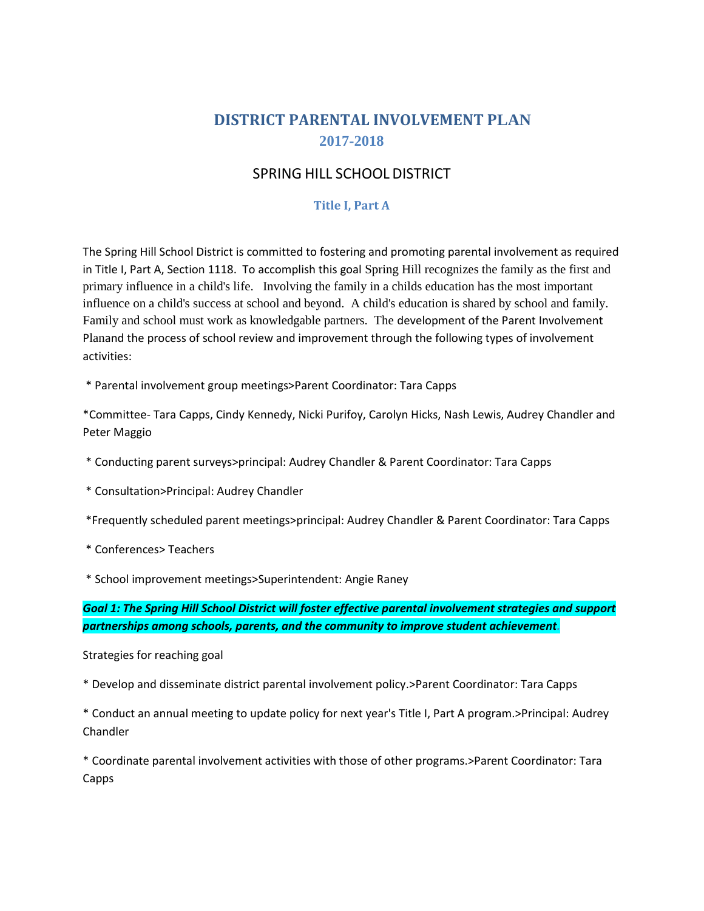# DISTRICT PARENTAL INVOLVEMENT PLAN

## 2017-2018

## SPRING HILL SCHOOL DISTRICT

### Title I, Part A

The Spring Hill School District is committed to fostering and promoting parental involvement as required in Title I, Part A, Section 1118. To accomplish this goal Spring Hill recognizes the family as the first and primary influence in a child's life. Involving the family in a childs education has the most important influence on a child's success at school and beyond. A child's education is shared by school and family. Family and school must work as knowledgable partners. The development of the Parent Involvement Planand the process of school review and improvement through the following types of involvement activities:

* Parental involvement group meetings>Parent Coordinator: Tara Capps

*Committee- Tara Capps, Cindy Kennedy, Nicki Purifoy, Carolyn Hicks, Nash Lewis, Audrey Chandler and Peter Maggio

* Conducting parent surveys>principal: Audrey Chandler & Parent Coordinator: Tara Capps

* Consultation>Principal: Audrey Chandler

*Frequently scheduled parent meetings>principal: Audrey Chandler & Parent Coordinator: Tara Capps

* Conferences> Teachers

* School improvement meetings>Superintendent: Angie Raney

***Goal 1: The Spring Hill School District will foster effective parental involvement strategies and support partnerships among schools, parents, and the community to improve student achievement***.

Strategies for reaching goal

* Develop and disseminate district parental involvement policy.>Parent Coordinator: Tara Capps

* Conduct an annual meeting to update policy for next year's Title I, Part A program.>Principal: Audrey Chandler

* Coordinate parental involvement activities with those of other programs.>Parent Coordinator: Tara Capps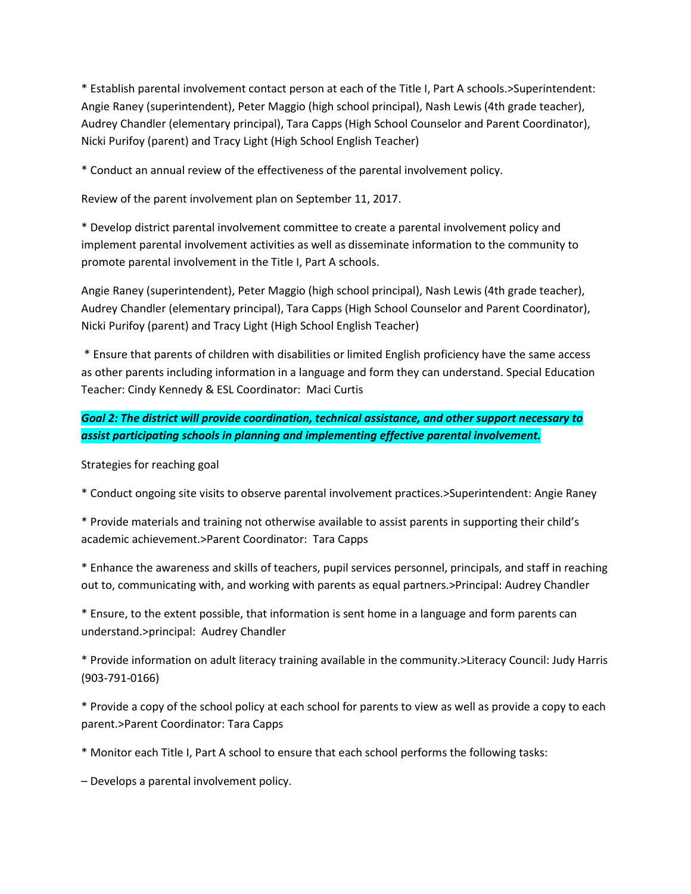* Establish parental involvement contact person at each of the Title I, Part A schools.>Superintendent: Angie Raney (superintendent), Peter Maggio (high school principal), Nash Lewis (4th grade teacher), Audrey Chandler (elementary principal), Tara Capps (High School Counselor and Parent Coordinator), Nicki Purifoy (parent) and Tracy Light (High School English Teacher)

* Conduct an annual review of the effectiveness of the parental involvement policy.

Review of the parent involvement plan on September 11, 2017.

* Develop district parental involvement committee to create a parental involvement policy and implement parental involvement activities as well as disseminate information to the community to promote parental involvement in the Title I, Part A schools.

Angie Raney (superintendent), Peter Maggio (high school principal), Nash Lewis (4th grade teacher), Audrey Chandler (elementary principal), Tara Capps (High School Counselor and Parent Coordinator), Nicki Purifoy (parent) and Tracy Light (High School English Teacher)

* Ensure that parents of children with disabilities or limited English proficiency have the same access as other parents including information in a language and form they can understand. Special Education Teacher: Cindy Kennedy & ESL Coordinator: Maci Curtis

***Goal 2: The district will provide coordination, technical assistance, and other support necessary to assist participating schools in planning and implementing effective parental involvement.***

Strategies for reaching goal

* Conduct ongoing site visits to observe parental involvement practices.>Superintendent: Angie Raney

* Provide materials and training not otherwise available to assist parents in supporting their child's academic achievement.>Parent Coordinator: Tara Capps

* Enhance the awareness and skills of teachers, pupil services personnel, principals, and staff in reaching out to, communicating with, and working with parents as equal partners.>Principal: Audrey Chandler

* Ensure, to the extent possible, that information is sent home in a language and form parents can understand.>principal: Audrey Chandler

* Provide information on adult literacy training available in the community.>Literacy Council: Judy Harris (903-791-0166)

* Provide a copy of the school policy at each school for parents to view as well as provide a copy to each parent.>Parent Coordinator: Tara Capps

* Monitor each Title I, Part A school to ensure that each school performs the following tasks:

– Develops a parental involvement policy.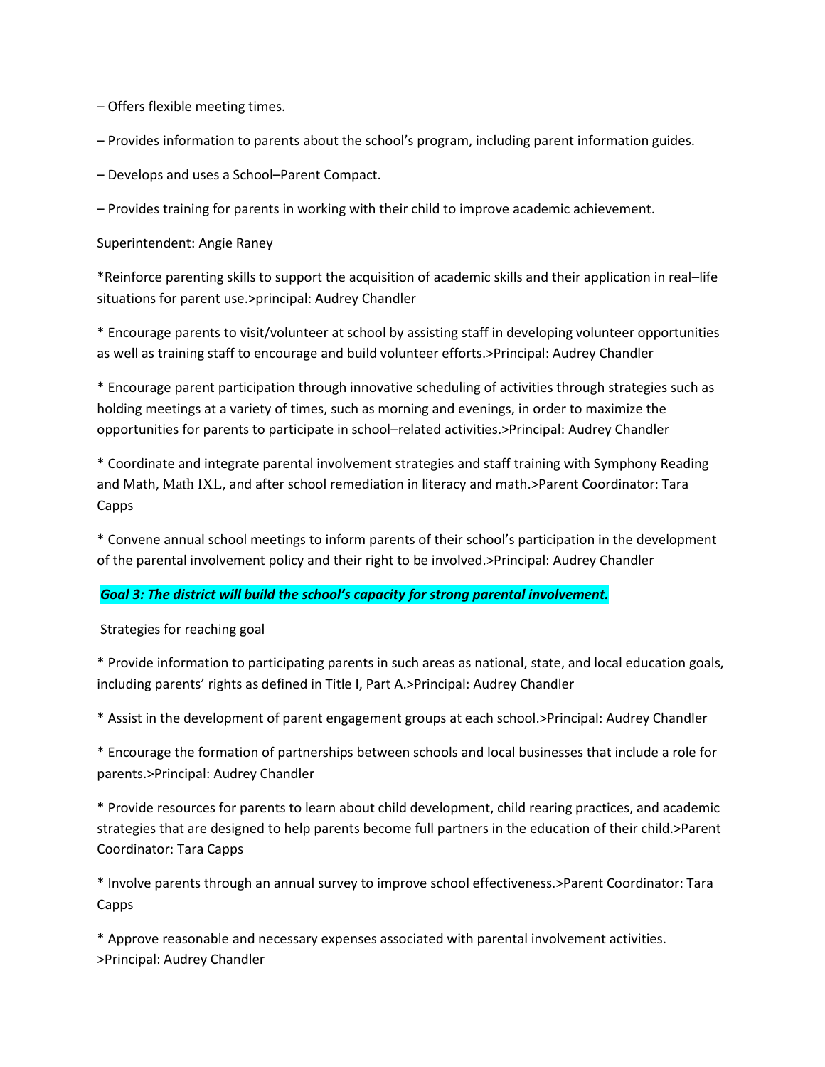– Offers flexible meeting times.

– Provides information to parents about the school's program, including parent information guides.

– Develops and uses a School–Parent Compact.

– Provides training for parents in working with their child to improve academic achievement.

Superintendent: Angie Raney

*Reinforce parenting skills to support the acquisition of academic skills and their application in real–life situations for parent use.>principal: Audrey Chandler

* Encourage parents to visit/volunteer at school by assisting staff in developing volunteer opportunities as well as training staff to encourage and build volunteer efforts.>Principal: Audrey Chandler

* Encourage parent participation through innovative scheduling of activities through strategies such as holding meetings at a variety of times, such as morning and evenings, in order to maximize the opportunities for parents to participate in school–related activities.>Principal: Audrey Chandler

* Coordinate and integrate parental involvement strategies and staff training with Symphony Reading and Math, Math IXL, and after school remediation in literacy and math.>Parent Coordinator: Tara Capps

* Convene annual school meetings to inform parents of their school's participation in the development of the parental involvement policy and their right to be involved.>Principal: Audrey Chandler

***Goal 3: The district will build the school's capacity for strong parental involvement.***

Strategies for reaching goal

* Provide information to participating parents in such areas as national, state, and local education goals, including parents' rights as defined in Title I, Part A.>Principal: Audrey Chandler

* Assist in the development of parent engagement groups at each school.>Principal: Audrey Chandler

* Encourage the formation of partnerships between schools and local businesses that include a role for parents.>Principal: Audrey Chandler

* Provide resources for parents to learn about child development, child rearing practices, and academic strategies that are designed to help parents become full partners in the education of their child.>Parent Coordinator: Tara Capps

* Involve parents through an annual survey to improve school effectiveness.>Parent Coordinator: Tara Capps

* Approve reasonable and necessary expenses associated with parental involvement activities. >Principal: Audrey Chandler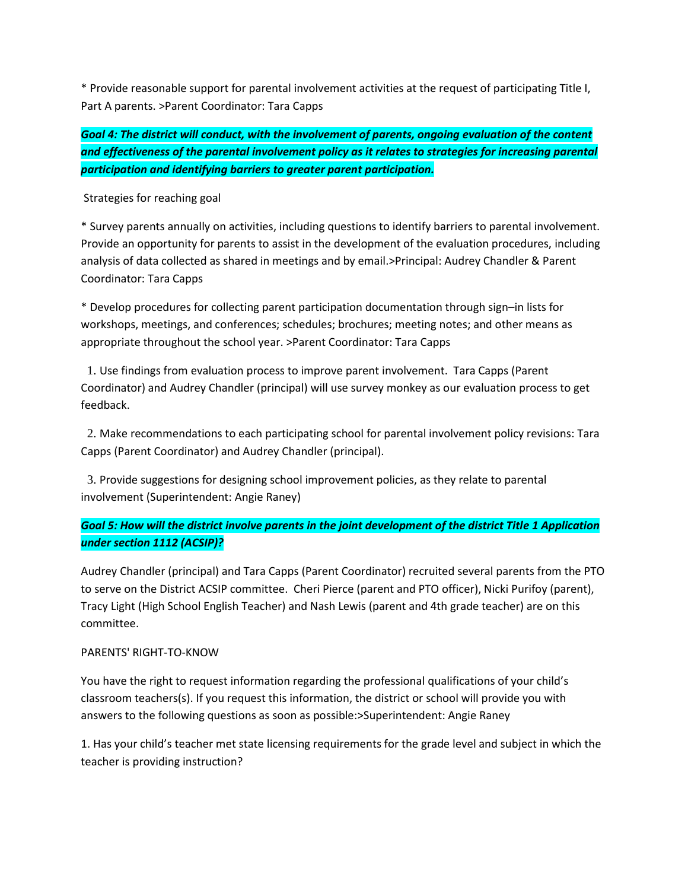* Provide reasonable support for parental involvement activities at the request of participating Title I, Part A parents. >Parent Coordinator: Tara Capps

***Goal 4: The district will conduct, with the involvement of parents, ongoing evaluation of the content and effectiveness of the parental involvement policy as it relates to strategies for increasing parental participation and identifying barriers to greater parent participation.***

Strategies for reaching goal

* Survey parents annually on activities, including questions to identify barriers to parental involvement. Provide an opportunity for parents to assist in the development of the evaluation procedures, including analysis of data collected as shared in meetings and by email.>Principal: Audrey Chandler & Parent Coordinator: Tara Capps

* Develop procedures for collecting parent participation documentation through sign–in lists for workshops, meetings, and conferences; schedules; brochures; meeting notes; and other means as appropriate throughout the school year. >Parent Coordinator: Tara Capps

1. Use findings from evaluation process to improve parent involvement. Tara Capps (Parent Coordinator) and Audrey Chandler (principal) will use survey monkey as our evaluation process to get feedback.
2. Make recommendations to each participating school for parental involvement policy revisions: Tara Capps (Parent Coordinator) and Audrey Chandler (principal).
3. Provide suggestions for designing school improvement policies, as they relate to parental involvement (Superintendent: Angie Raney)

***Goal 5: How will the district involve parents in the joint development of the district Title 1 Application under section 1112 (ACSIP)?***

Audrey Chandler (principal) and Tara Capps (Parent Coordinator) recruited several parents from the PTO to serve on the District ACSIP committee. Cheri Pierce (parent and PTO officer), Nicki Purifoy (parent), Tracy Light (High School English Teacher) and Nash Lewis (parent and 4th grade teacher) are on this committee.

PARENTS' RIGHT-TO-KNOW

You have the right to request information regarding the professional qualifications of your child's classroom teachers(s). If you request this information, the district or school will provide you with answers to the following questions as soon as possible:>Superintendent: Angie Raney

1. Has your child's teacher met state licensing requirements for the grade level and subject in which the teacher is providing instruction?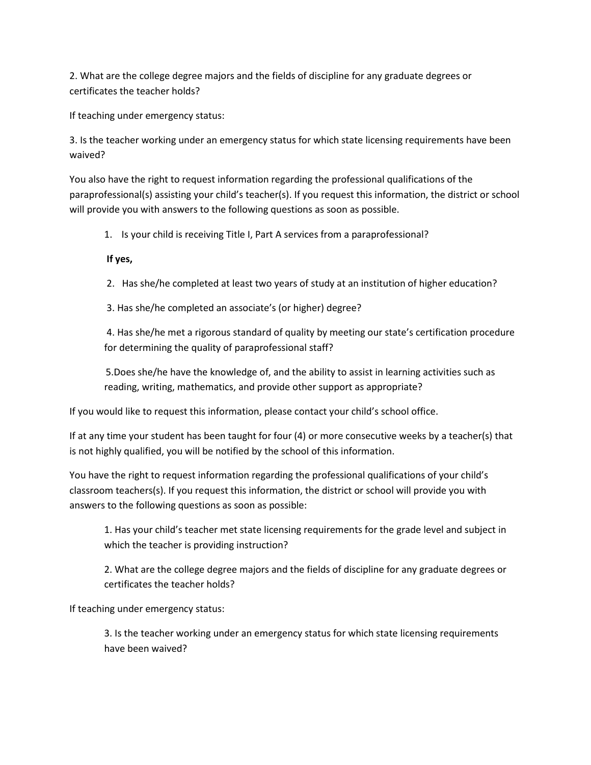2. What are the college degree majors and the fields of discipline for any graduate degrees or certificates the teacher holds?

If teaching under emergency status:

3. Is the teacher working under an emergency status for which state licensing requirements have been waived?

You also have the right to request information regarding the professional qualifications of the paraprofessional(s) assisting your child's teacher(s). If you request this information, the district or school will provide you with answers to the following questions as soon as possible.

1. Is your child is receiving Title I, Part A services from a paraprofessional?

   **If yes,**

2. Has she/he completed at least two years of study at an institution of higher education?

3. Has she/he completed an associate's (or higher) degree?

4. Has she/he met a rigorous standard of quality by meeting our state's certification procedure for determining the quality of paraprofessional staff?

5. Does she/he have the knowledge of, and the ability to assist in learning activities such as reading, writing, mathematics, and provide other support as appropriate?

If you would like to request this information, please contact your child's school office.

If at any time your student has been taught for four (4) or more consecutive weeks by a teacher(s) that is not highly qualified, you will be notified by the school of this information.

You have the right to request information regarding the professional qualifications of your child's classroom teachers(s). If you request this information, the district or school will provide you with answers to the following questions as soon as possible:

1. Has your child's teacher met state licensing requirements for the grade level and subject in which the teacher is providing instruction?

2. What are the college degree majors and the fields of discipline for any graduate degrees or certificates the teacher holds?

If teaching under emergency status:

3. Is the teacher working under an emergency status for which state licensing requirements have been waived?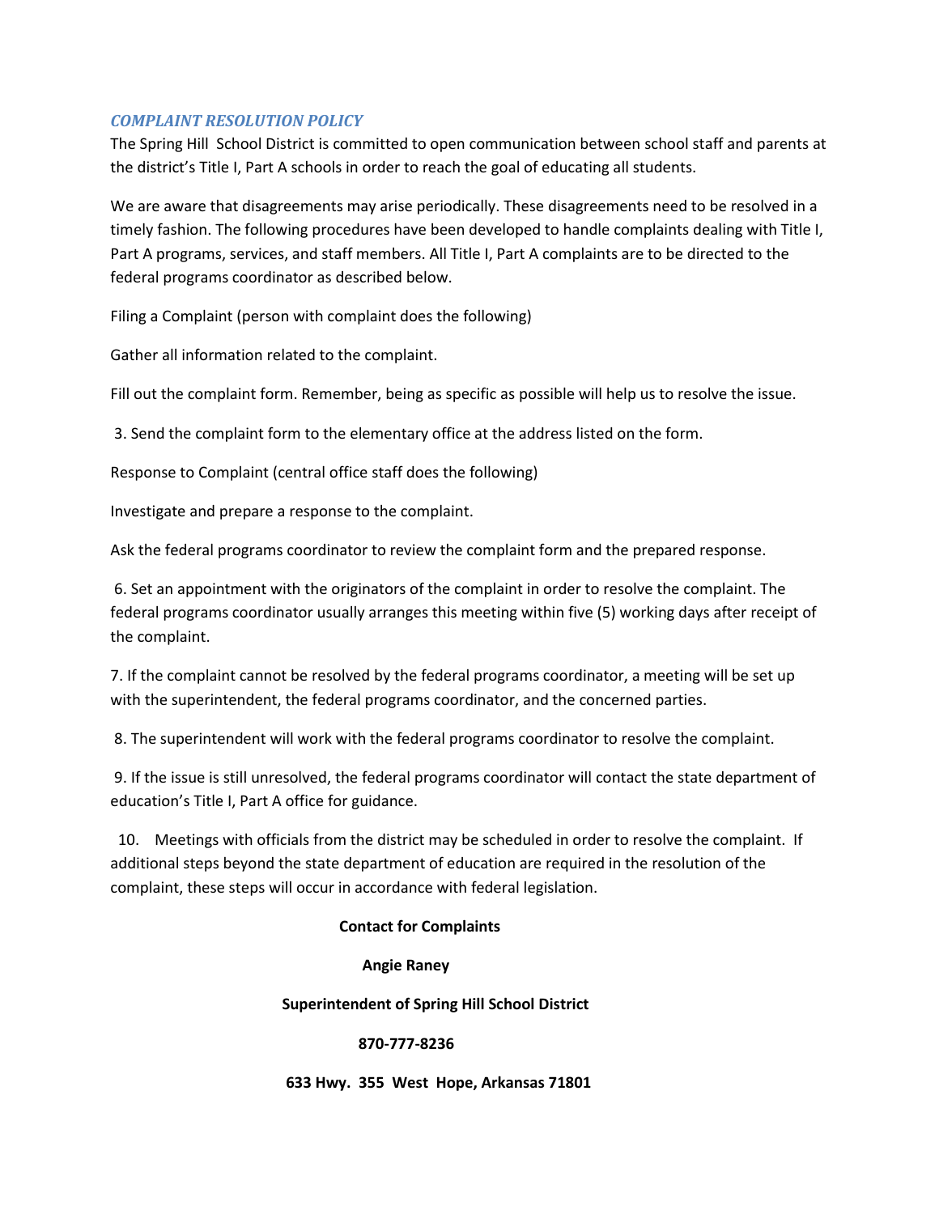### *COMPLAINT RESOLUTION POLICY*

The Spring Hill School District is committed to open communication between school staff and parents at the district's Title I, Part A schools in order to reach the goal of educating all students.

We are aware that disagreements may arise periodically. These disagreements need to be resolved in a timely fashion. The following procedures have been developed to handle complaints dealing with Title I, Part A programs, services, and staff members. All Title I, Part A complaints are to be directed to the federal programs coordinator as described below.

Filing a Complaint (person with complaint does the following)

Gather all information related to the complaint.

Fill out the complaint form. Remember, being as specific as possible will help us to resolve the issue.

3. Send the complaint form to the elementary office at the address listed on the form.

Response to Complaint (central office staff does the following)

Investigate and prepare a response to the complaint.

Ask the federal programs coordinator to review the complaint form and the prepared response.

6. Set an appointment with the originators of the complaint in order to resolve the complaint. The federal programs coordinator usually arranges this meeting within five (5) working days after receipt of the complaint.

7. If the complaint cannot be resolved by the federal programs coordinator, a meeting will be set up with the superintendent, the federal programs coordinator, and the concerned parties.

8. The superintendent will work with the federal programs coordinator to resolve the complaint.

9. If the issue is still unresolved, the federal programs coordinator will contact the state department of education's Title I, Part A office for guidance.

10. Meetings with officials from the district may be scheduled in order to resolve the complaint. If additional steps beyond the state department of education are required in the resolution of the complaint, these steps will occur in accordance with federal legislation.

**Contact for Complaints**

**Angie Raney**

**Superintendent of Spring Hill School District**

**870-777-8236**

**633 Hwy. 355 West Hope, Arkansas 71801**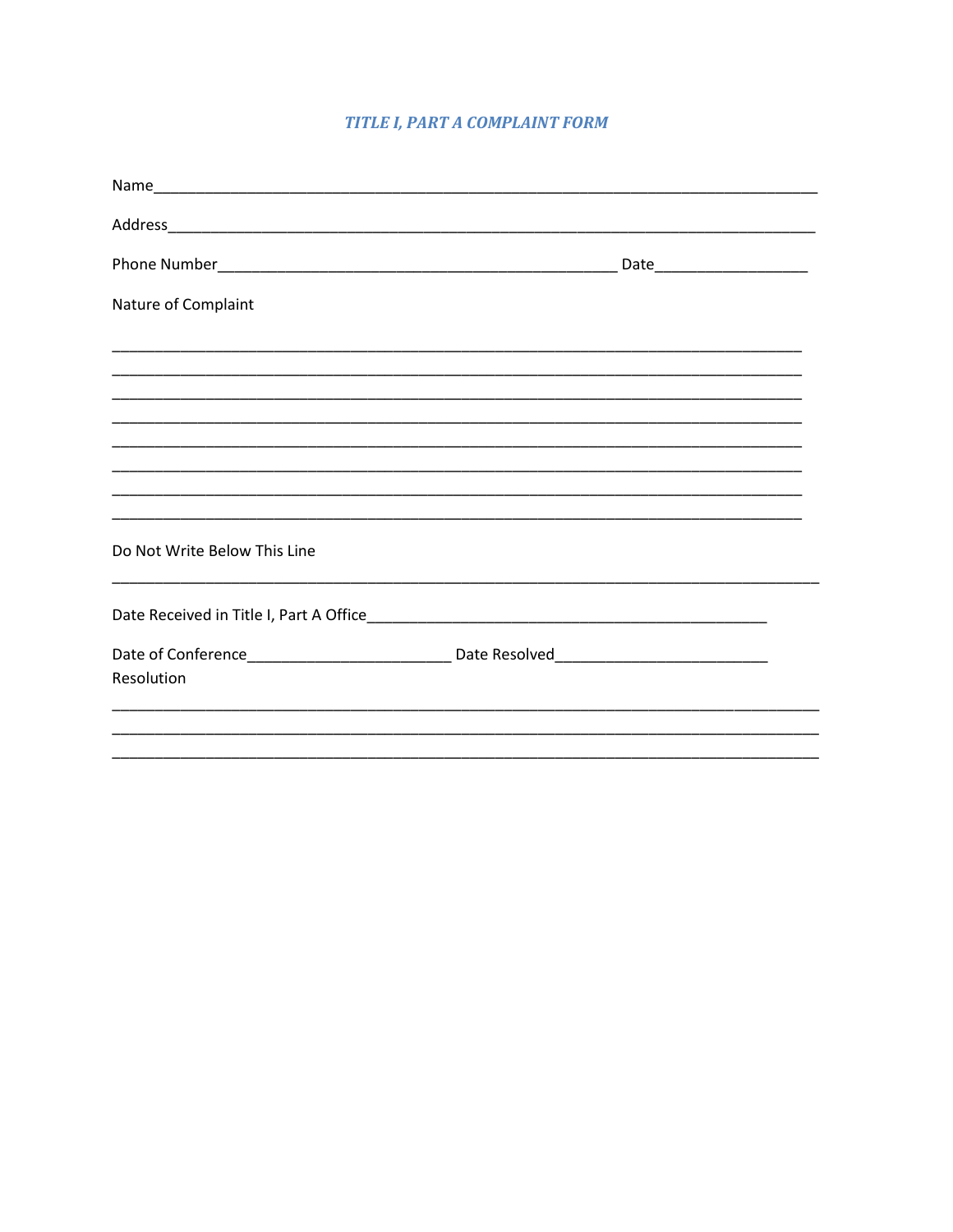# *TITLE I, PART A COMPLAINT FORM*

Name_______________________________________________________________________________

Address_____________________________________________________________________________

Phone Number__________________________________________________ Date___________________

Nature of Complaint

_____________________________________________________________________________________

_____________________________________________________________________________________

_____________________________________________________________________________________

_____________________________________________________________________________________

_____________________________________________________________________________________

_____________________________________________________________________________________

_____________________________________________________________________________________

_____________________________________________________________________________________

Do Not Write Below This Line

_____________________________________________________________________________________

Date Received in Title I, Part A Office__________________________________________________

Date of Conference_________________________ Date Resolved__________________________

Resolution

_____________________________________________________________________________________

_____________________________________________________________________________________

_____________________________________________________________________________________